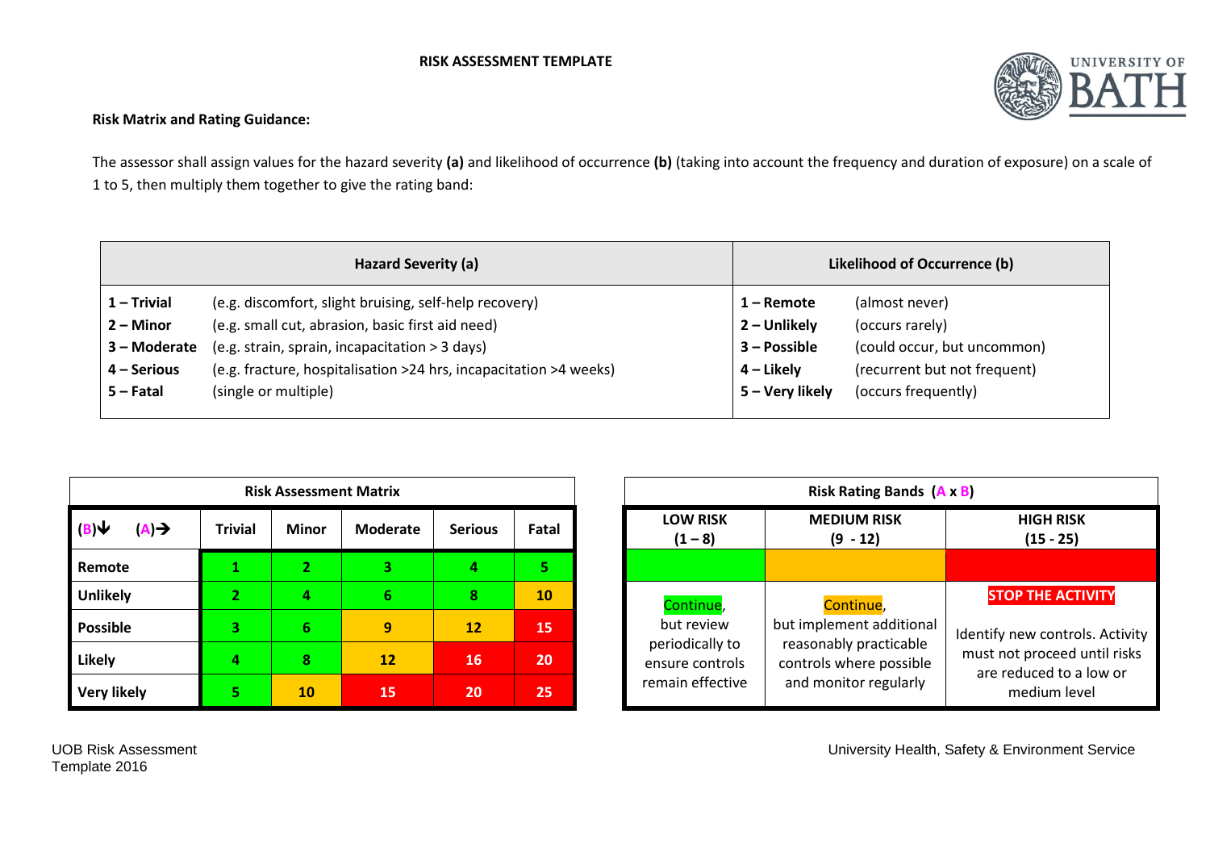# RISK ASSESSMENT TEMPLATE

## Risk Matrix and Rating Guidance:

The assessor shall assign values for the hazard severity **(a)** and likelihood of occurrence **(b)** (taking into account the frequency and duration of exposure) on a scale of 1 to 5, then multiply them together to give the rating band:

| Hazard Severity (a) | | Likelihood of Occurrence (b) | |
|---|---|---|---|
| **1 – Trivial** | (e.g. discomfort, slight bruising, self-help recovery) | **1 – Remote** | (almost never) |
| **2 – Minor** | (e.g. small cut, abrasion, basic first aid need) | **2 – Unlikely** | (occurs rarely) |
| **3 – Moderate** | (e.g. strain, sprain, incapacitation > 3 days) | **3 – Possible** | (could occur, but uncommon) |
| **4 – Serious** | (e.g. fracture, hospitalisation >24 hrs, incapacitation >4 weeks) | **4 – Likely** | (recurrent but not frequent) |
| **5 – Fatal** | (single or multiple) | **5 – Very likely** | (occurs frequently) |

**Risk Assessment Matrix**

| (B)↓ (A)→ | Trivial | Minor | Moderate | Serious | Fatal |
|---|---|---|---|---|---|
| **Remote** | 1 | 2 | 3 | 4 | 5 |
| **Unlikely** | 2 | 4 | 6 | 8 | 10 |
| **Possible** | 3 | 6 | 9 | 12 | 15 |
| **Likely** | 4 | 8 | 12 | 16 | 20 |
| **Very likely** | 5 | 10 | 15 | 20 | 25 |

**Risk Rating Bands (A x B)**

| LOW RISK (1 – 8) | MEDIUM RISK (9 - 12) | HIGH RISK (15 - 25) |
|---|---|---|
| Continue, but review periodically to ensure controls remain effective | Continue, but implement additional reasonably practicable controls where possible and monitor regularly | STOP THE ACTIVITY<br>Identify new controls. Activity must not proceed until risks are reduced to a low or medium level |

UOB Risk Assessment Template 2016

University Health, Safety & Environment Service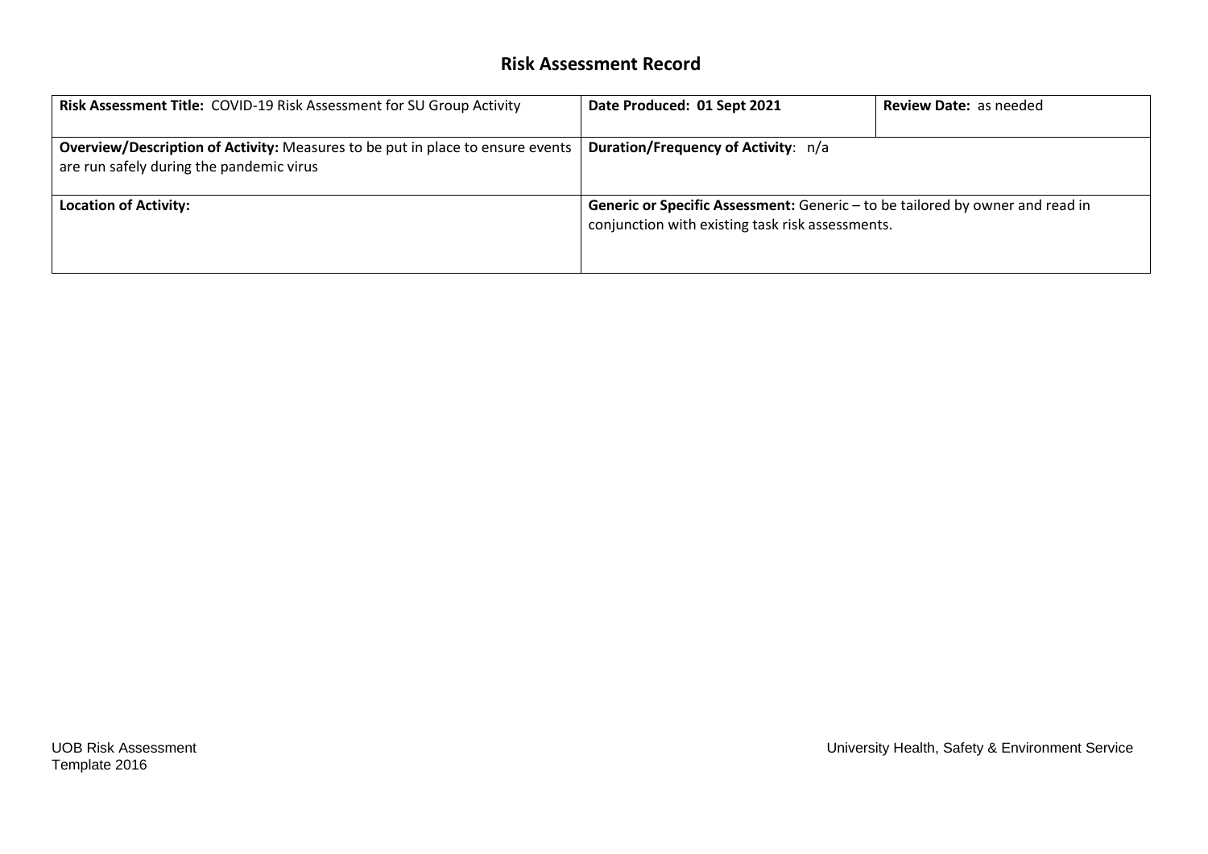## Risk Assessment Record

| **Risk Assessment Title:** COVID-19 Risk Assessment for SU Group Activity | **Date Produced: 01 Sept 2021** | **Review Date:** as needed |
|---|---|---|
| **Overview/Description of Activity:** Measures to be put in place to ensure events are run safely during the pandemic virus | **Duration/Frequency of Activity**: n/a | |
| **Location of Activity:** | **Generic or Specific Assessment:** Generic – to be tailored by owner and read in conjunction with existing task risk assessments. | |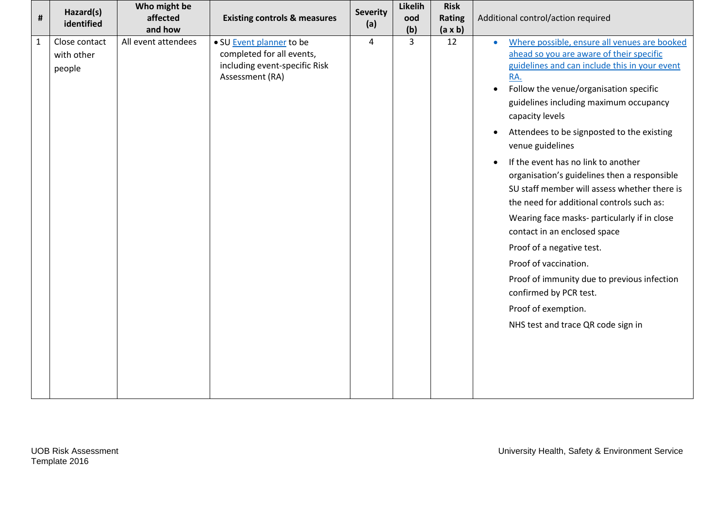| # | Hazard(s) identified | Who might be affected and how | Existing controls & measures | Severity (a) | Likelihood (b) | Risk Rating (a x b) | Additional control/action required |
|---|---|---|---|---|---|---|---|
| 1 | Close contact with other people | All event attendees | • SU Event planner to be completed for all events, including event-specific Risk Assessment (RA) | 4 | 3 | 12 | • Where possible, ensure all venues are booked ahead so you are aware of their specific guidelines and can include this in your event RA.<br>• Follow the venue/organisation specific guidelines including maximum occupancy capacity levels<br>• Attendees to be signposted to the existing venue guidelines<br>• If the event has no link to another organisation's guidelines then a responsible SU staff member will assess whether there is the need for additional controls such as:<br>Wearing face masks- particularly if in close contact in an enclosed space<br>Proof of a negative test.<br>Proof of vaccination.<br>Proof of immunity due to previous infection confirmed by PCR test.<br>Proof of exemption.<br>NHS test and trace QR code sign in |

UOB Risk Assessment Template 2016

University Health, Safety & Environment Service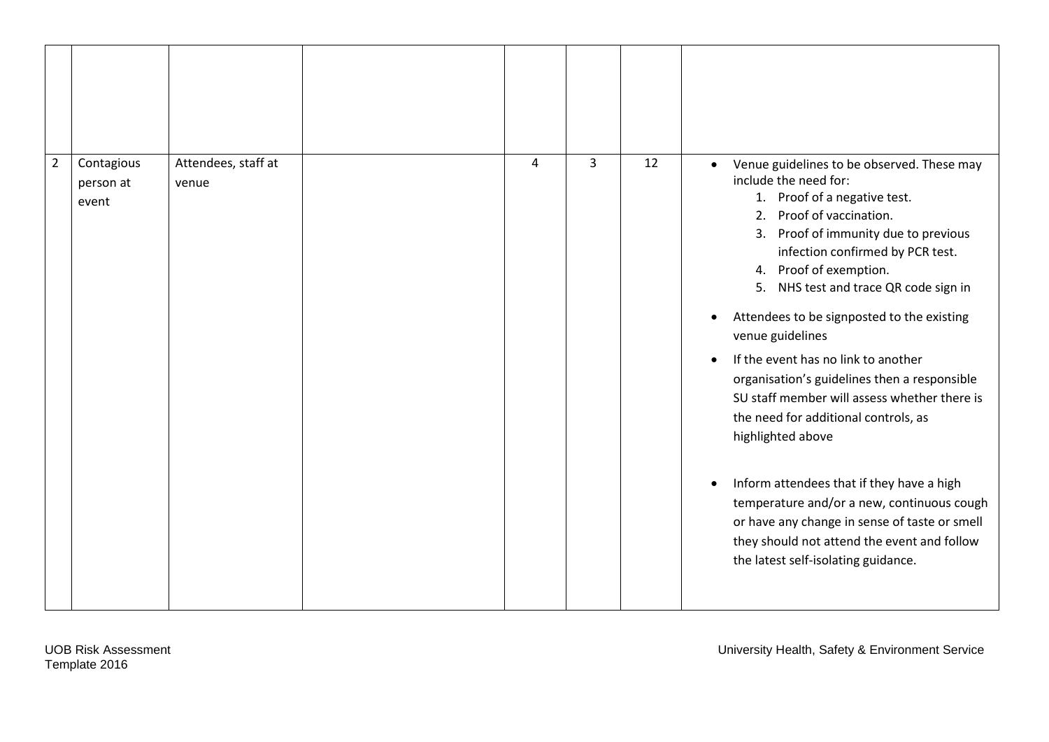| | | | | | | | |
|---|---|---|---|---|---|---|---|
| | | | | | | | |
| 2 | Contagious person at event | Attendees, staff at venue | | 4 | 3 | 12 | • Venue guidelines to be observed. These may include the need for:<br>1. Proof of a negative test.<br>2. Proof of vaccination.<br>3. Proof of immunity due to previous infection confirmed by PCR test.<br>4. Proof of exemption.<br>5. NHS test and trace QR code sign in<br>• Attendees to be signposted to the existing venue guidelines<br>• If the event has no link to another organisation's guidelines then a responsible SU staff member will assess whether there is the need for additional controls, as highlighted above<br>• Inform attendees that if they have a high temperature and/or a new, continuous cough or have any change in sense of taste or smell they should not attend the event and follow the latest self-isolating guidance. |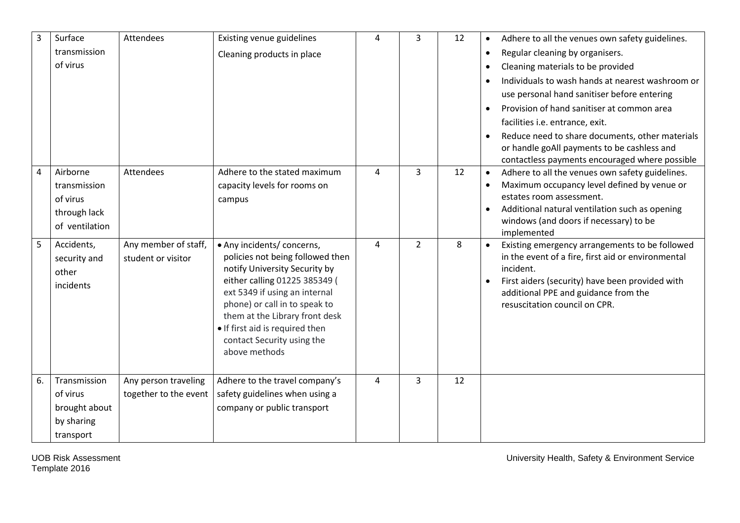| 3 | Surface transmission of virus | Attendees | Existing venue guidelines<br>Cleaning products in place | 4 | 3 | 12 | • Adhere to all the venues own safety guidelines.<br>• Regular cleaning by organisers.<br>• Cleaning materials to be provided<br>• Individuals to wash hands at nearest washroom or use personal hand sanitiser before entering<br>• Provision of hand sanitiser at common area facilities i.e. entrance, exit.<br>• Reduce need to share documents, other materials or handle goAll payments to be cashless and contactless payments encouraged where possible |
|---|---|---|---|---|---|---|---|
| 4 | Airborne transmission of virus through lack of ventilation | Attendees | Adhere to the stated maximum capacity levels for rooms on campus | 4 | 3 | 12 | • Adhere to all the venues own safety guidelines.<br>• Maximum occupancy level defined by venue or estates room assessment.<br>• Additional natural ventilation such as opening windows (and doors if necessary) to be implemented |
| 5 | Accidents, security and other incidents | Any member of staff, student or visitor | • Any incidents/ concerns, policies not being followed then notify University Security by either calling 01225 385349 ( ext 5349 if using an internal phone) or call in to speak to them at the Library front desk<br>• If first aid is required then contact Security using the above methods | 4 | 2 | 8 | • Existing emergency arrangements to be followed in the event of a fire, first aid or environmental incident.<br>• First aiders (security) have been provided with additional PPE and guidance from the resuscitation council on CPR. |
| 6. | Transmission of virus brought about by sharing transport | Any person traveling together to the event | Adhere to the travel company's safety guidelines when using a company or public transport | 4 | 3 | 12 | |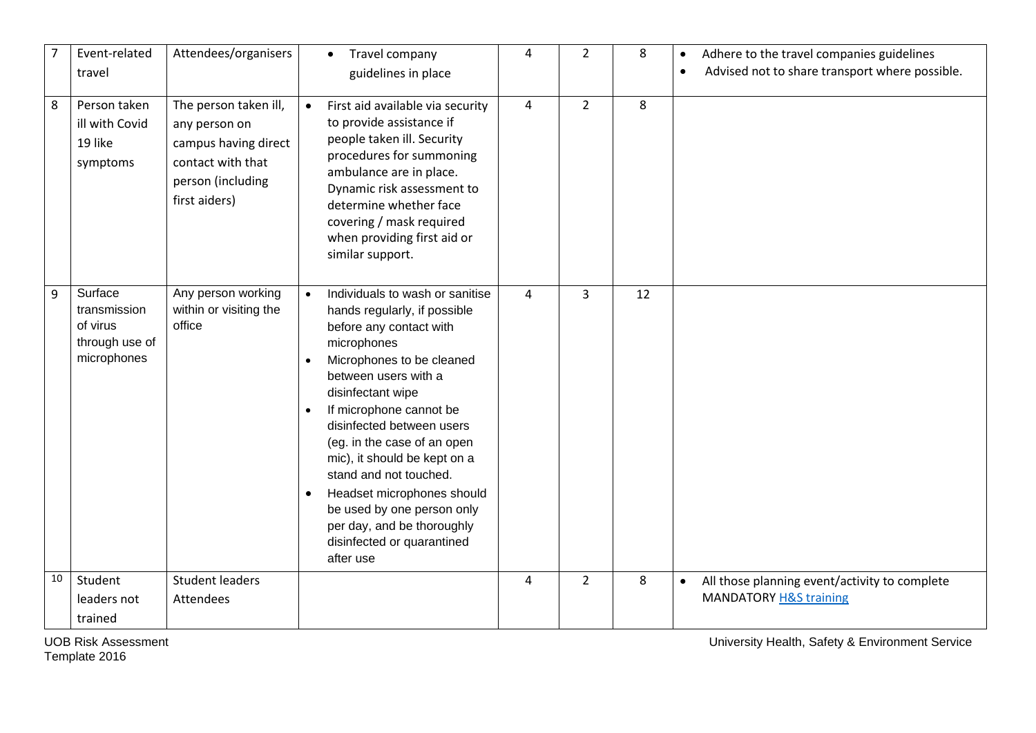| 7 | Event-related travel | Attendees/organisers | • Travel company guidelines in place | 4 | 2 | 8 | • Adhere to the travel companies guidelines<br>• Advised not to share transport where possible. |
|---|---|---|---|---|---|---|---|
| 8 | Person taken ill with Covid 19 like symptoms | The person taken ill, any person on campus having direct contact with that person (including first aiders) | • First aid available via security to provide assistance if people taken ill. Security procedures for summoning ambulance are in place. Dynamic risk assessment to determine whether face covering / mask required when providing first aid or similar support. | 4 | 2 | 8 | |
| 9 | Surface transmission of virus through use of microphones | Any person working within or visiting the office | • Individuals to wash or sanitise hands regularly, if possible before any contact with microphones<br>• Microphones to be cleaned between users with a disinfectant wipe<br>• If microphone cannot be disinfected between users (eg. in the case of an open mic), it should be kept on a stand and not touched.<br>• Headset microphones should be used by one person only per day, and be thoroughly disinfected or quarantined after use | 4 | 3 | 12 | |
| 10 | Student leaders not trained | Student leaders<br>Attendees | | 4 | 2 | 8 | • All those planning event/activity to complete MANDATORY H&S training |

UOB Risk Assessment Template 2016

University Health, Safety & Environment Service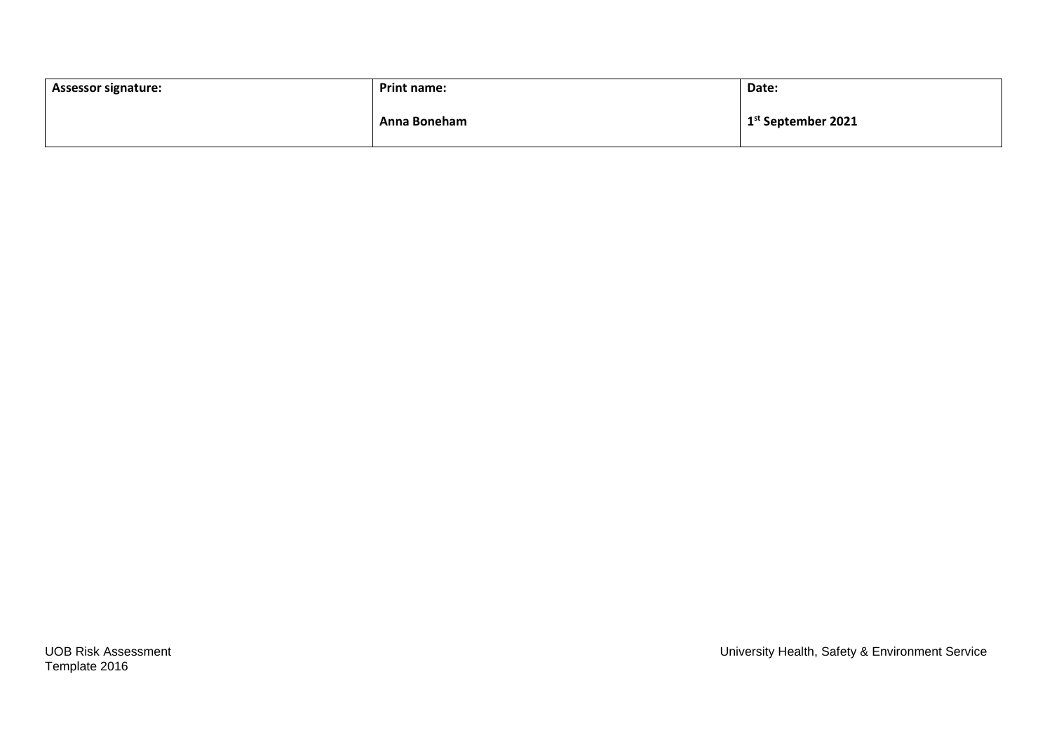| | | |
|---|---|---|
| **Assessor signature:** | **Print name:**<br><br>**Anna Boneham** | **Date:**<br><br>**1st September 2021** |